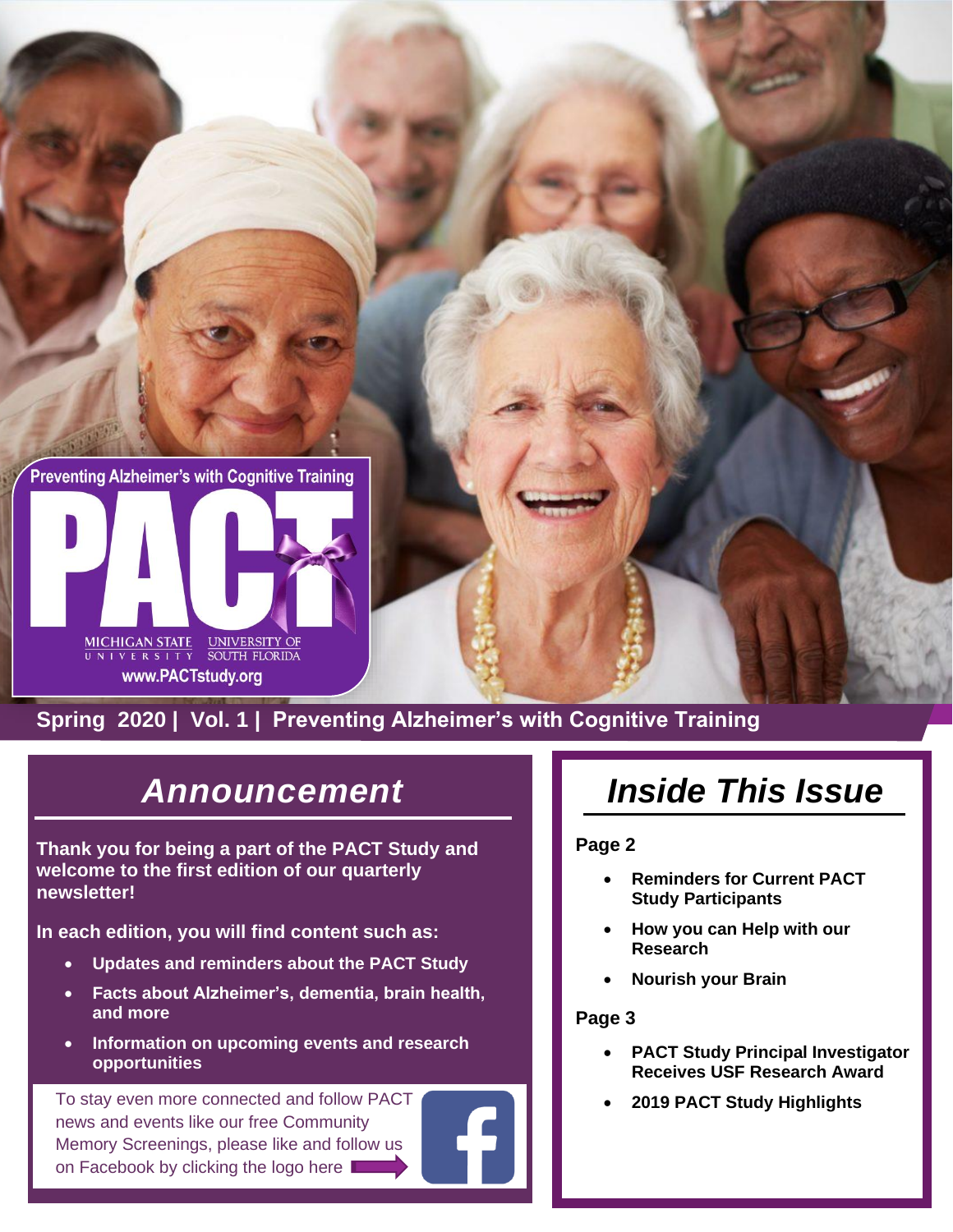Preventing Alzheimer's with Cognitive Training

# PACT

MICHIGAN STATE UNIVERSITY | UNIVERSITY OF SOUTH FLORIDA

www.PACTstudy.org

**Spring 2020 | Vol. 1 | Preventing Alzheimer's with Cognitive Training**

## *Announcement*

**Thank you for being a part of the PACT Study and welcome to the first edition of our quarterly newsletter!**

**In each edition, you will find content such as:**

- **Updates and reminders about the PACT Study**
- **Facts about Alzheimer's, dementia, brain health, and more**
- **Information on upcoming events and research opportunities**

To stay even more connected and follow PACT news and events like our free Community Memory Screenings, please like and follow us on Facebook by clicking the logo here

## *Inside This Issue*

**Page 2**

- **Reminders for Current PACT Study Participants**
- **How you can Help with our Research**
- **Nourish your Brain**

**Page 3**

- **PACT Study Principal Investigator Receives USF Research Award**
- **2019 PACT Study Highlights**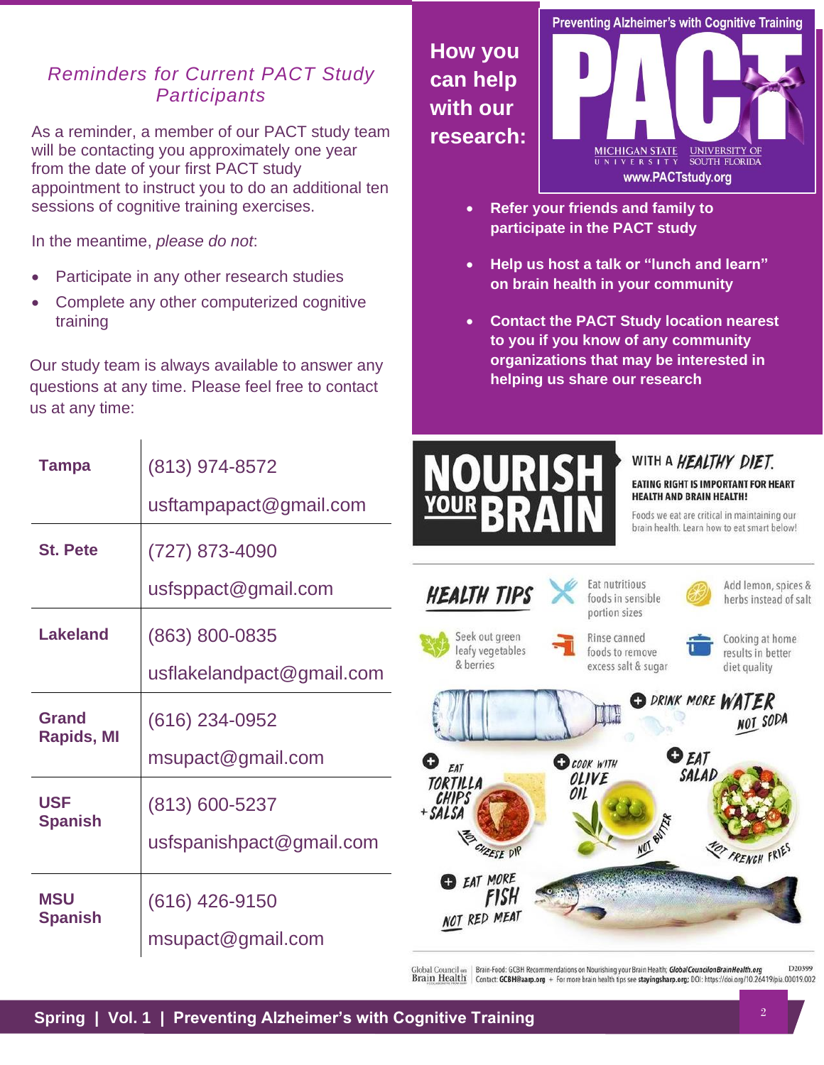## *Reminders for Current PACT Study Participants*

As a reminder, a member of our PACT study team will be contacting you approximately one year from the date of your first PACT study appointment to instruct you to do an additional ten sessions of cognitive training exercises.

In the meantime, *please do not*:

- Participate in any other research studies
- Complete any other computerized cognitive training

Our study team is always available to answer any questions at any time. Please feel free to contact us at any time:

| Location | Contact |
|---|---|
| **Tampa** | (813) 974-8572<br>usftampapact@gmail.com |
| **St. Pete** | (727) 873-4090<br>usfsppact@gmail.com |
| **Lakeland** | (863) 800-0835<br>usflakelandpact@gmail.com |
| **Grand Rapids, MI** | (616) 234-0952<br>msupact@gmail.com |
| **USF Spanish** | (813) 600-5237<br>usfspanishpact@gmail.com |
| **MSU Spanish** | (616) 426-9150<br>msupact@gmail.com |

## How you can help with our research:

Preventing Alzheimer's with Cognitive Training

PACT

MICHIGAN STATE UNIVERSITY | UNIVERSITY OF SOUTH FLORIDA

www.PACTstudy.org

- **Refer your friends and family to participate in the PACT study**
- **Help us host a talk or "lunch and learn" on brain health in your community**
- **Contact the PACT Study location nearest to you if you know of any community organizations that may be interested in helping us share our research**

## NOURISH YOUR BRAIN

WITH A *HEALTHY DIET.*

**EATING RIGHT IS IMPORTANT FOR HEART HEALTH AND BRAIN HEALTH!**

Foods we eat are critical in maintaining our brain health. Learn how to eat smart below!

### HEALTH TIPS

- Eat nutritious foods in sensible portion sizes
- Add lemon, spices & herbs instead of salt
- Seek out green leafy vegetables & berries
- Rinse canned foods to remove excess salt & sugar
- Cooking at home results in better diet quality

- DRINK MORE WATER, NOT SODA
- EAT TORTILLA CHIPS + SALSA, NOT CHEESE DIP
- COOK WITH OLIVE OIL, NOT BUTTER
- EAT SALAD, NOT FRENCH FRIES
- EAT MORE FISH, NOT RED MEAT

Global Council on Brain Health | Brain-Food: GCBH Recommendations on Nourishing your Brain Health; GlobalCouncilonBrainHealth.org D20399
Contact: GCBH@aarp.org + For more brain health tips see stayingsharp.org; DOI: https://doi.org/10.26419/pia.00019.002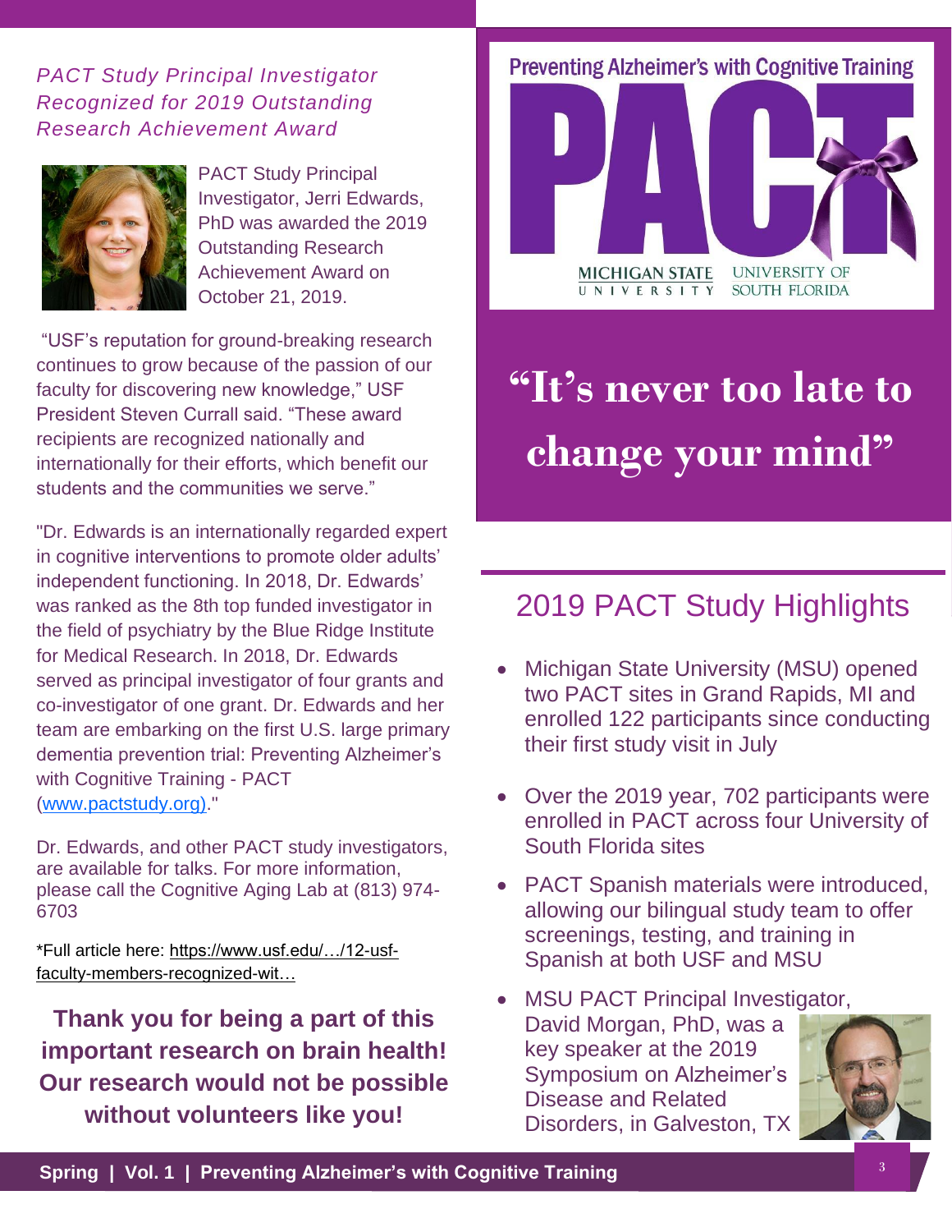*PACT Study Principal Investigator Recognized for 2019 Outstanding Research Achievement Award*

PACT Study Principal Investigator, Jerri Edwards, PhD was awarded the 2019 Outstanding Research Achievement Award on October 21, 2019.

"USF's reputation for ground-breaking research continues to grow because of the passion of our faculty for discovering new knowledge," USF President Steven Currall said. "These award recipients are recognized nationally and internationally for their efforts, which benefit our students and the communities we serve."

"Dr. Edwards is an internationally regarded expert in cognitive interventions to promote older adults' independent functioning. In 2018, Dr. Edwards' was ranked as the 8th top funded investigator in the field of psychiatry by the Blue Ridge Institute for Medical Research. In 2018, Dr. Edwards served as principal investigator of four grants and co-investigator of one grant. Dr. Edwards and her team are embarking on the first U.S. large primary dementia prevention trial: Preventing Alzheimer's with Cognitive Training - PACT (www.pactstudy.org)."

Dr. Edwards, and other PACT study investigators, are available for talks. For more information, please call the Cognitive Aging Lab at (813) 974-6703

*Full article here: https://www.usf.edu/…/12-usf-faculty-members-recognized-wit…

**Thank you for being a part of this important research on brain health! Our research would not be possible without volunteers like you!**

Preventing Alzheimer's with Cognitive Training

PACT

MICHIGAN STATE UNIVERSITY | UNIVERSITY OF SOUTH FLORIDA

**"It's never too late to change your mind"**

## 2019 PACT Study Highlights

- Michigan State University (MSU) opened two PACT sites in Grand Rapids, MI and enrolled 122 participants since conducting their first study visit in July
- Over the 2019 year, 702 participants were enrolled in PACT across four University of South Florida sites
- PACT Spanish materials were introduced, allowing our bilingual study team to offer screenings, testing, and training in Spanish at both USF and MSU
- MSU PACT Principal Investigator, David Morgan, PhD, was a key speaker at the 2019 Symposium on Alzheimer's Disease and Related Disorders, in Galveston, TX